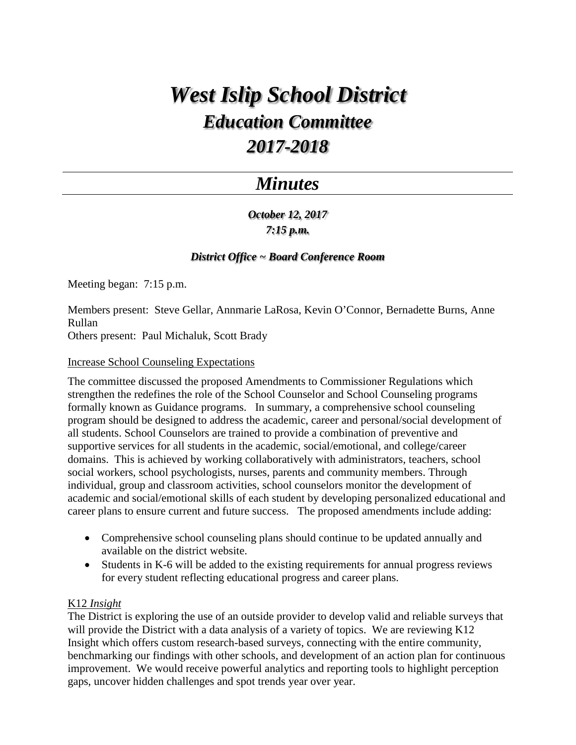# *West Islip School District*

## *Education Committee*

## *2017-2018*

---

## *Minutes*

---

***October 12, 2017***

***7:15 p.m.***

***District Office ~ Board Conference Room***

Meeting began: 7:15 p.m.

Members present: Steve Gellar, Annmarie LaRosa, Kevin O'Connor, Bernadette Burns, Anne Rullan
Others present: Paul Michaluk, Scott Brady

<u>Increase School Counseling Expectations</u>

The committee discussed the proposed Amendments to Commissioner Regulations which strengthen the redefines the role of the School Counselor and School Counseling programs formally known as Guidance programs. In summary, a comprehensive school counseling program should be designed to address the academic, career and personal/social development of all students. School Counselors are trained to provide a combination of preventive and supportive services for all students in the academic, social/emotional, and college/career domains. This is achieved by working collaboratively with administrators, teachers, school social workers, school psychologists, nurses, parents and community members. Through individual, group and classroom activities, school counselors monitor the development of academic and social/emotional skills of each student by developing personalized educational and career plans to ensure current and future success. The proposed amendments include adding:

- Comprehensive school counseling plans should continue to be updated annually and available on the district website.
- Students in K-6 will be added to the existing requirements for annual progress reviews for every student reflecting educational progress and career plans.

<u>K12 *Insight*</u>

The District is exploring the use of an outside provider to develop valid and reliable surveys that will provide the District with a data analysis of a variety of topics. We are reviewing K12 Insight which offers custom research-based surveys, connecting with the entire community, benchmarking our findings with other schools, and development of an action plan for continuous improvement. We would receive powerful analytics and reporting tools to highlight perception gaps, uncover hidden challenges and spot trends year over year.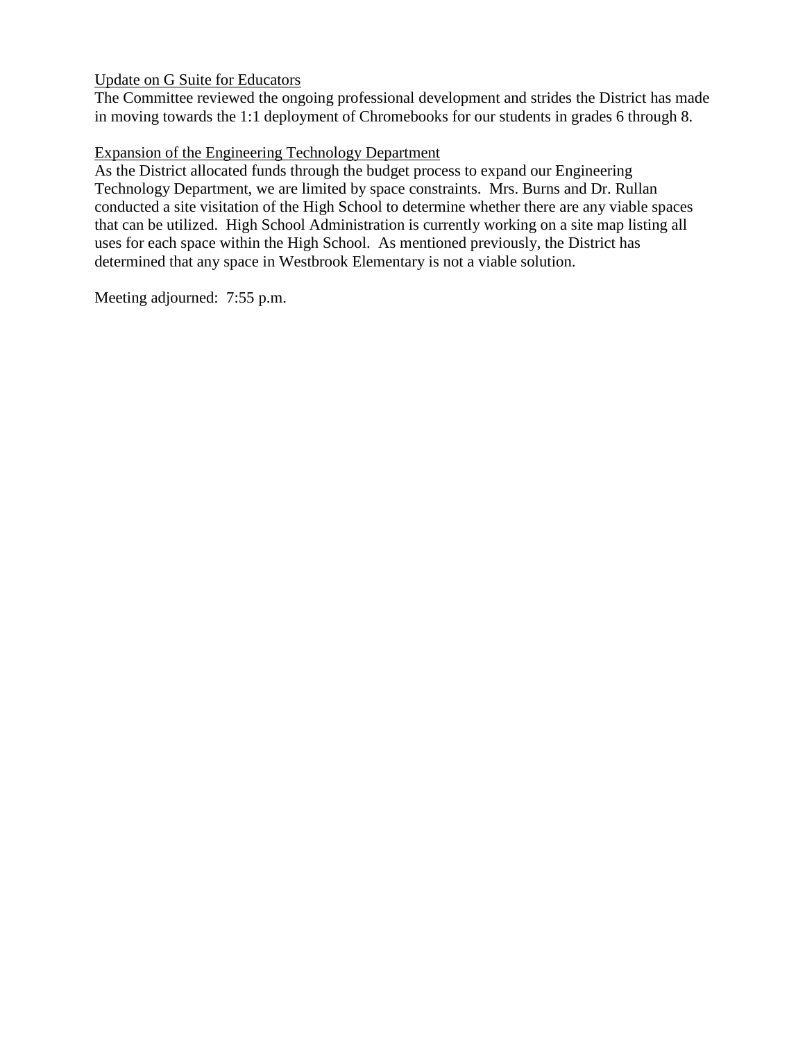<u>Update on G Suite for Educators</u>

The Committee reviewed the ongoing professional development and strides the District has made in moving towards the 1:1 deployment of Chromebooks for our students in grades 6 through 8.

<u>Expansion of the Engineering Technology Department</u>

As the District allocated funds through the budget process to expand our Engineering Technology Department, we are limited by space constraints. Mrs. Burns and Dr. Rullan conducted a site visitation of the High School to determine whether there are any viable spaces that can be utilized. High School Administration is currently working on a site map listing all uses for each space within the High School. As mentioned previously, the District has determined that any space in Westbrook Elementary is not a viable solution.

Meeting adjourned: 7:55 p.m.